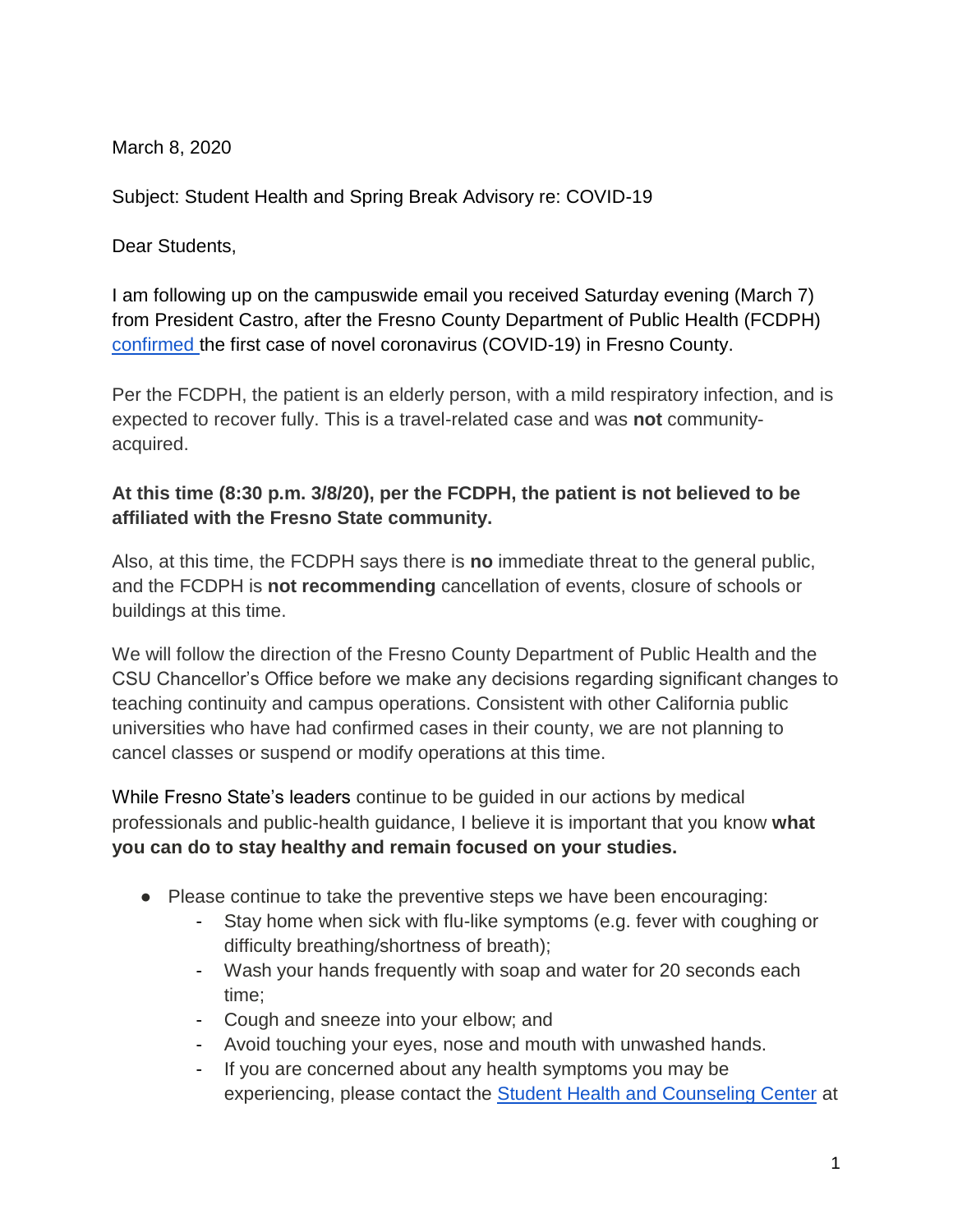March 8, 2020

Subject: Student Health and Spring Break Advisory re: COVID-19

Dear Students,

I am following up on the campuswide email you received Saturday evening (March 7) from President Castro, after the Fresno County Department of Public Health (FCDPH) [confirmed ]() the first case of novel coronavirus (COVID-19) in Fresno County.

Per the FCDPH, the patient is an elderly person, with a mild respiratory infection, and is expected to recover fully. This is a travel-related case and was **not** community-acquired.

**At this time (8:30 p.m. 3/8/20), per the FCDPH, the patient is not believed to be affiliated with the Fresno State community.**

Also, at this time, the FCDPH says there is **no** immediate threat to the general public, and the FCDPH is **not recommending** cancellation of events, closure of schools or buildings at this time.

We will follow the direction of the Fresno County Department of Public Health and the CSU Chancellor's Office before we make any decisions regarding significant changes to teaching continuity and campus operations. Consistent with other California public universities who have had confirmed cases in their county, we are not planning to cancel classes or suspend or modify operations at this time.

While Fresno State's leaders continue to be guided in our actions by medical professionals and public-health guidance, I believe it is important that you know **what you can do to stay healthy and remain focused on your studies.**

- Please continue to take the preventive steps we have been encouraging:
  - Stay home when sick with flu-like symptoms (e.g. fever with coughing or difficulty breathing/shortness of breath);
  - Wash your hands frequently with soap and water for 20 seconds each time;
  - Cough and sneeze into your elbow; and
  - Avoid touching your eyes, nose and mouth with unwashed hands.
  - If you are concerned about any health symptoms you may be experiencing, please contact the [Student Health and Counseling Center]() at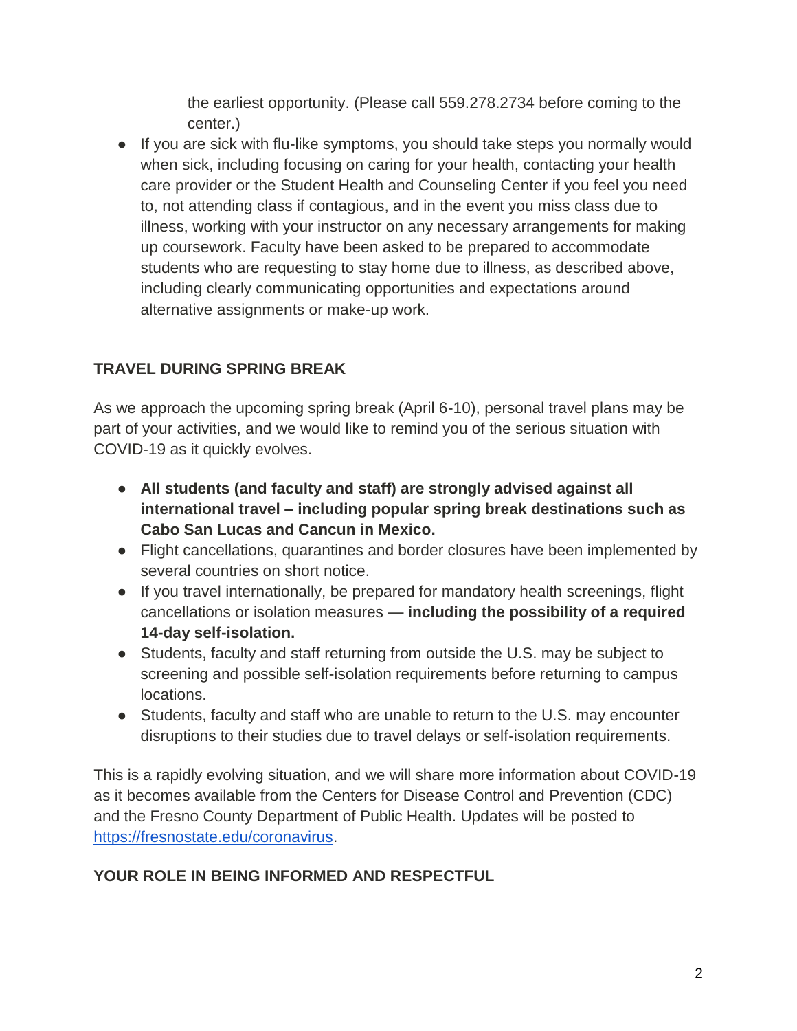the earliest opportunity. (Please call 559.278.2734 before coming to the center.)

- If you are sick with flu-like symptoms, you should take steps you normally would when sick, including focusing on caring for your health, contacting your health care provider or the Student Health and Counseling Center if you feel you need to, not attending class if contagious, and in the event you miss class due to illness, working with your instructor on any necessary arrangements for making up coursework. Faculty have been asked to be prepared to accommodate students who are requesting to stay home due to illness, as described above, including clearly communicating opportunities and expectations around alternative assignments or make-up work.

**TRAVEL DURING SPRING BREAK**

As we approach the upcoming spring break (April 6-10), personal travel plans may be part of your activities, and we would like to remind you of the serious situation with COVID-19 as it quickly evolves.

- **All students (and faculty and staff) are strongly advised against all international travel – including popular spring break destinations such as Cabo San Lucas and Cancun in Mexico.**
- Flight cancellations, quarantines and border closures have been implemented by several countries on short notice.
- If you travel internationally, be prepared for mandatory health screenings, flight cancellations or isolation measures — **including the possibility of a required 14-day self-isolation.**
- Students, faculty and staff returning from outside the U.S. may be subject to screening and possible self-isolation requirements before returning to campus locations.
- Students, faculty and staff who are unable to return to the U.S. may encounter disruptions to their studies due to travel delays or self-isolation requirements.

This is a rapidly evolving situation, and we will share more information about COVID-19 as it becomes available from the Centers for Disease Control and Prevention (CDC) and the Fresno County Department of Public Health. Updates will be posted to [https://fresnostate.edu/coronavirus](https://fresnostate.edu/coronavirus).

**YOUR ROLE IN BEING INFORMED AND RESPECTFUL**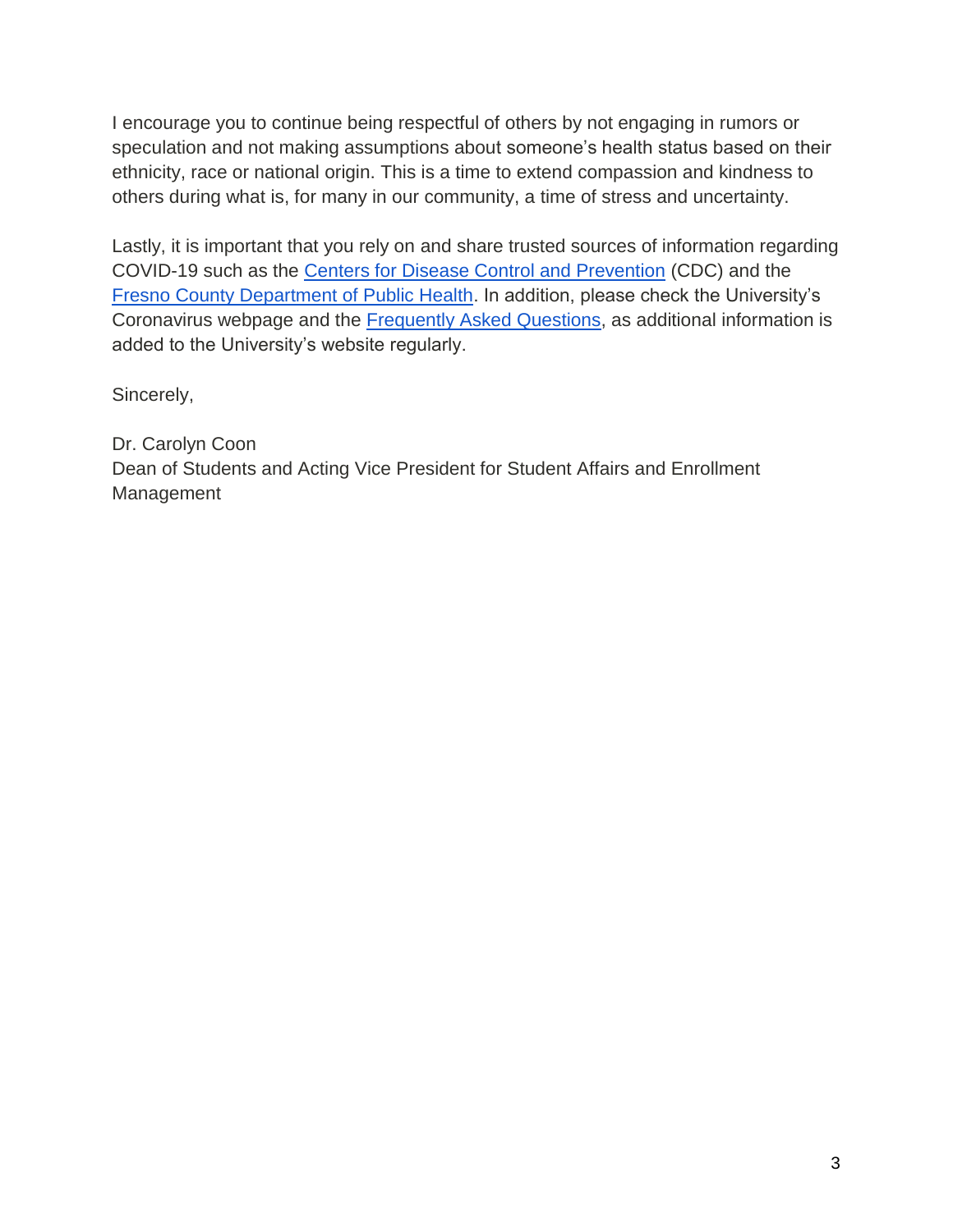I encourage you to continue being respectful of others by not engaging in rumors or speculation and not making assumptions about someone's health status based on their ethnicity, race or national origin. This is a time to extend compassion and kindness to others during what is, for many in our community, a time of stress and uncertainty.

Lastly, it is important that you rely on and share trusted sources of information regarding COVID-19 such as the Centers for Disease Control and Prevention (CDC) and the Fresno County Department of Public Health. In addition, please check the University's Coronavirus webpage and the Frequently Asked Questions, as additional information is added to the University's website regularly.

Sincerely,

Dr. Carolyn Coon
Dean of Students and Acting Vice President for Student Affairs and Enrollment Management